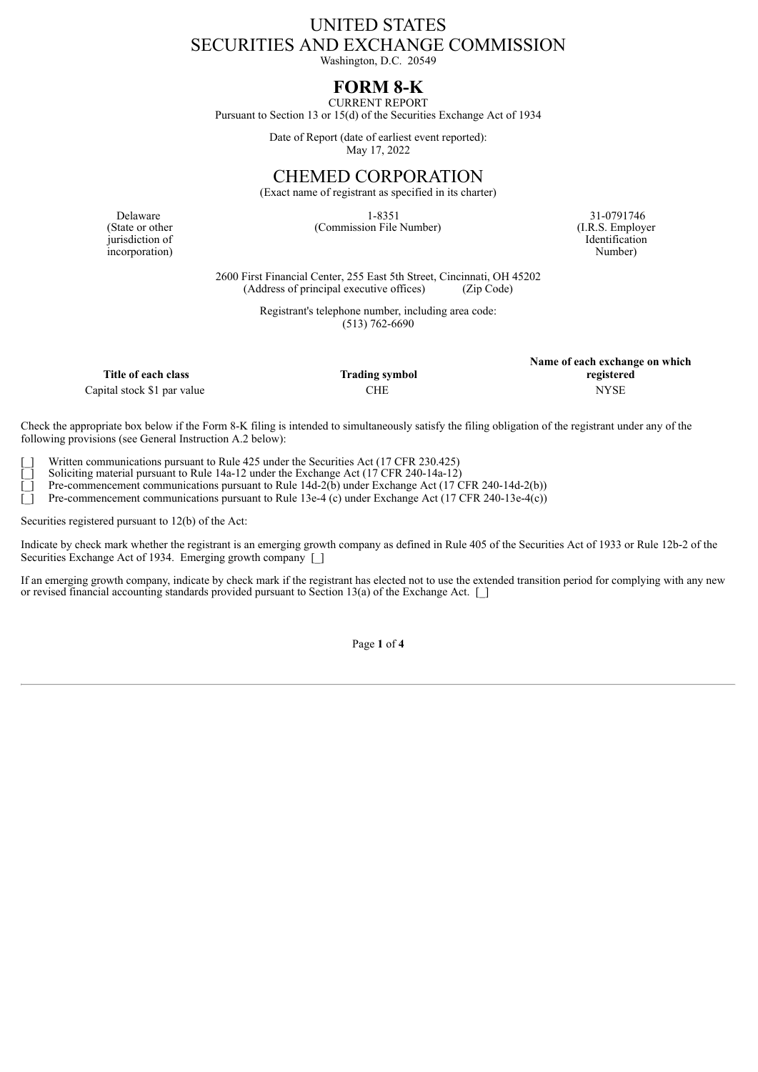# UNITED STATES
# SECURITIES AND EXCHANGE COMMISSION

Washington, D.C. 20549

## FORM 8-K

CURRENT REPORT

Pursuant to Section 13 or 15(d) of the Securities Exchange Act of 1934

Date of Report (date of earliest event reported):
May 17, 2022

# CHEMED CORPORATION

(Exact name of registrant as specified in its charter)

| Delaware<br>(State or other jurisdiction of incorporation) | 1-8351<br>(Commission File Number) | 31-0791746<br>(I.R.S. Employer Identification Number) |
|---|---|---|

2600 First Financial Center, 255 East 5th Street, Cincinnati, OH 45202
(Address of principal executive offices) (Zip Code)

Registrant's telephone number, including area code:
(513) 762-6690

| Title of each class | Trading symbol | Name of each exchange on which registered |
|---|---|---|
| Capital stock $1 par value | CHE | NYSE |

Check the appropriate box below if the Form 8-K filing is intended to simultaneously satisfy the filing obligation of the registrant under any of the following provisions (see General Instruction A.2 below):

[_] Written communications pursuant to Rule 425 under the Securities Act (17 CFR 230.425)
[_] Soliciting material pursuant to Rule 14a-12 under the Exchange Act (17 CFR 240-14a-12)
[_] Pre-commencement communications pursuant to Rule 14d-2(b) under Exchange Act (17 CFR 240-14d-2(b))
[_] Pre-commencement communications pursuant to Rule 13e-4 (c) under Exchange Act (17 CFR 240-13e-4(c))

Securities registered pursuant to 12(b) of the Act:

Indicate by check mark whether the registrant is an emerging growth company as defined in Rule 405 of the Securities Act of 1933 or Rule 12b-2 of the Securities Exchange Act of 1934. Emerging growth company [_]

If an emerging growth company, indicate by check mark if the registrant has elected not to use the extended transition period for complying with any new or revised financial accounting standards provided pursuant to Section 13(a) of the Exchange Act. [_]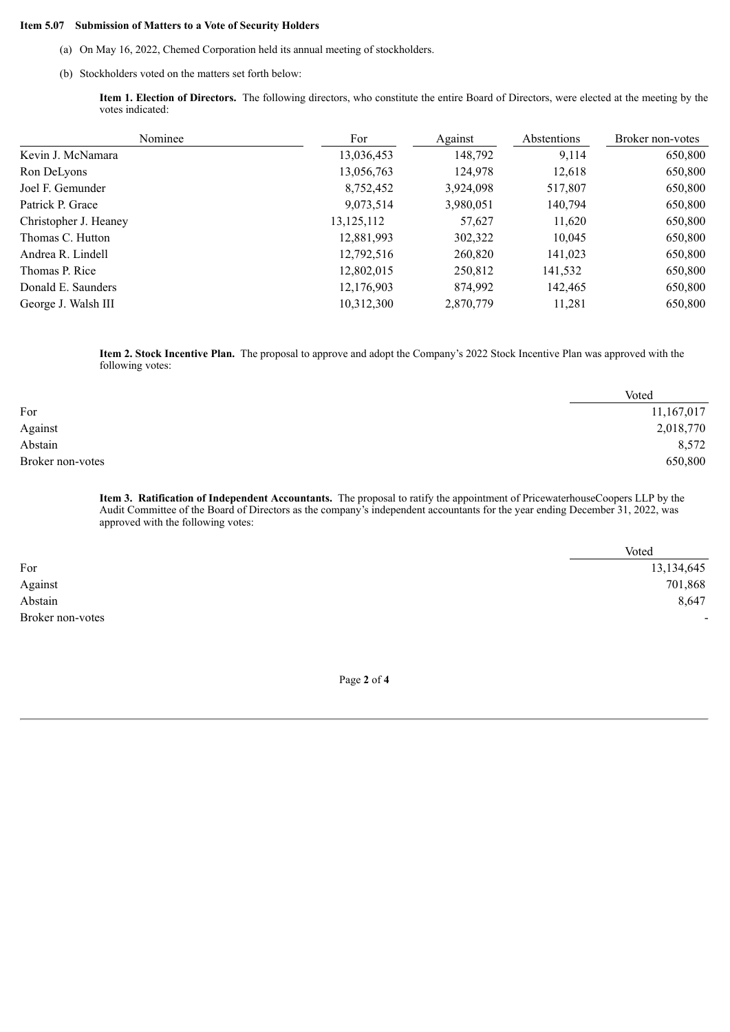**Item 5.07 Submission of Matters to a Vote of Security Holders**

(a) On May 16, 2022, Chemed Corporation held its annual meeting of stockholders.

(b) Stockholders voted on the matters set forth below:

**Item 1. Election of Directors.** The following directors, who constitute the entire Board of Directors, were elected at the meeting by the votes indicated:

| Nominee | For | Against | Abstentions | Broker non-votes |
|---|---|---|---|---|
| Kevin J. McNamara | 13,036,453 | 148,792 | 9,114 | 650,800 |
| Ron DeLyons | 13,056,763 | 124,978 | 12,618 | 650,800 |
| Joel F. Gemunder | 8,752,452 | 3,924,098 | 517,807 | 650,800 |
| Patrick P. Grace | 9,073,514 | 3,980,051 | 140,794 | 650,800 |
| Christopher J. Heaney | 13,125,112 | 57,627 | 11,620 | 650,800 |
| Thomas C. Hutton | 12,881,993 | 302,322 | 10,045 | 650,800 |
| Andrea R. Lindell | 12,792,516 | 260,820 | 141,023 | 650,800 |
| Thomas P. Rice | 12,802,015 | 250,812 | 141,532 | 650,800 |
| Donald E. Saunders | 12,176,903 | 874,992 | 142,465 | 650,800 |
| George J. Walsh III | 10,312,300 | 2,870,779 | 11,281 | 650,800 |

**Item 2. Stock Incentive Plan.** The proposal to approve and adopt the Company's 2022 Stock Incentive Plan was approved with the following votes:

| | Voted |
|---|---|
| For | 11,167,017 |
| Against | 2,018,770 |
| Abstain | 8,572 |
| Broker non-votes | 650,800 |

**Item 3. Ratification of Independent Accountants.** The proposal to ratify the appointment of PricewaterhouseCoopers LLP by the Audit Committee of the Board of Directors as the company's independent accountants for the year ending December 31, 2022, was approved with the following votes:

| | Voted |
|---|---|
| For | 13,134,645 |
| Against | 701,868 |
| Abstain | 8,647 |
| Broker non-votes | - |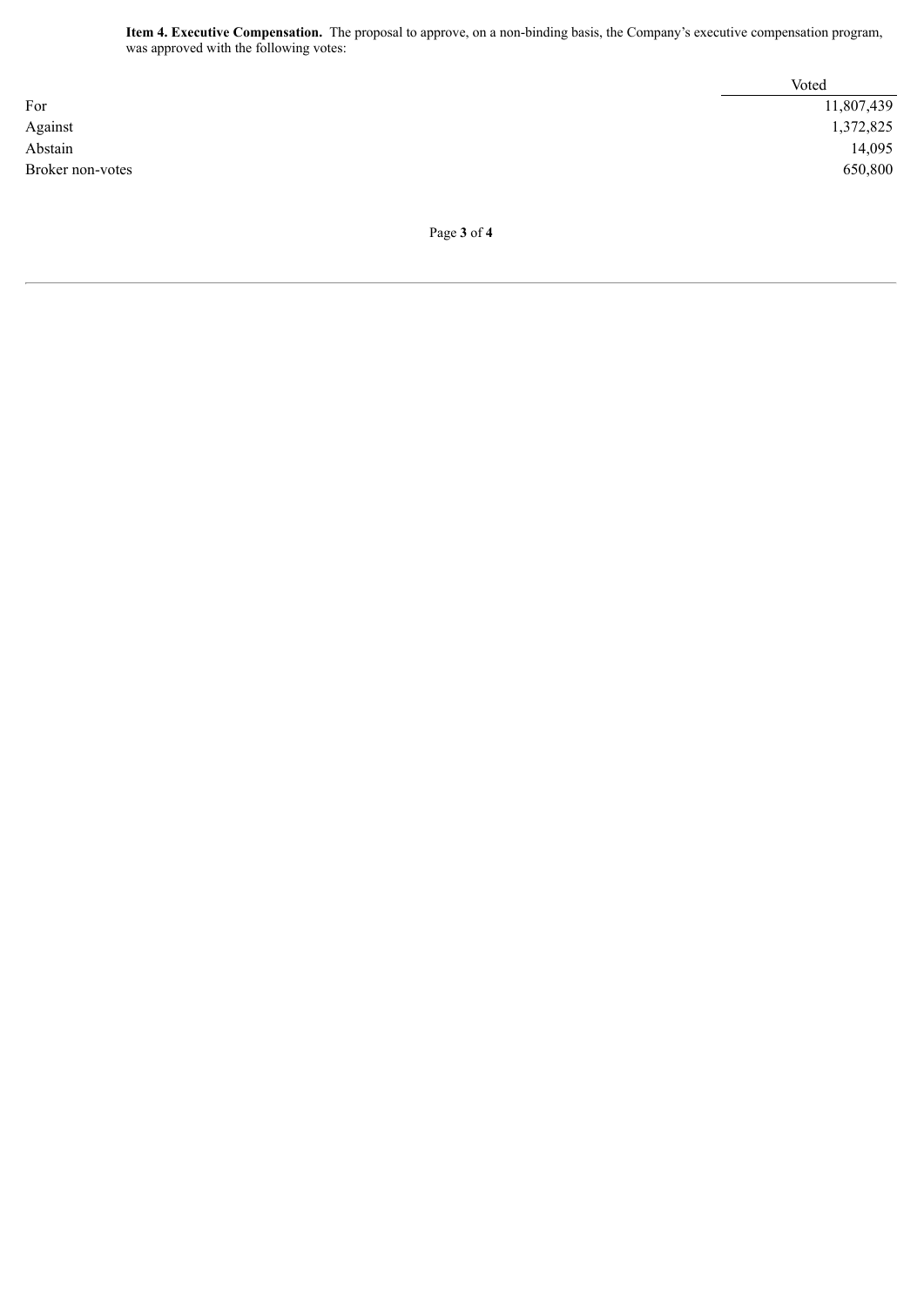**Item 4. Executive Compensation.** The proposal to approve, on a non-binding basis, the Company's executive compensation program, was approved with the following votes:

| | Voted |
|---|---|
| For | 11,807,439 |
| Against | 1,372,825 |
| Abstain | 14,095 |
| Broker non-votes | 650,800 |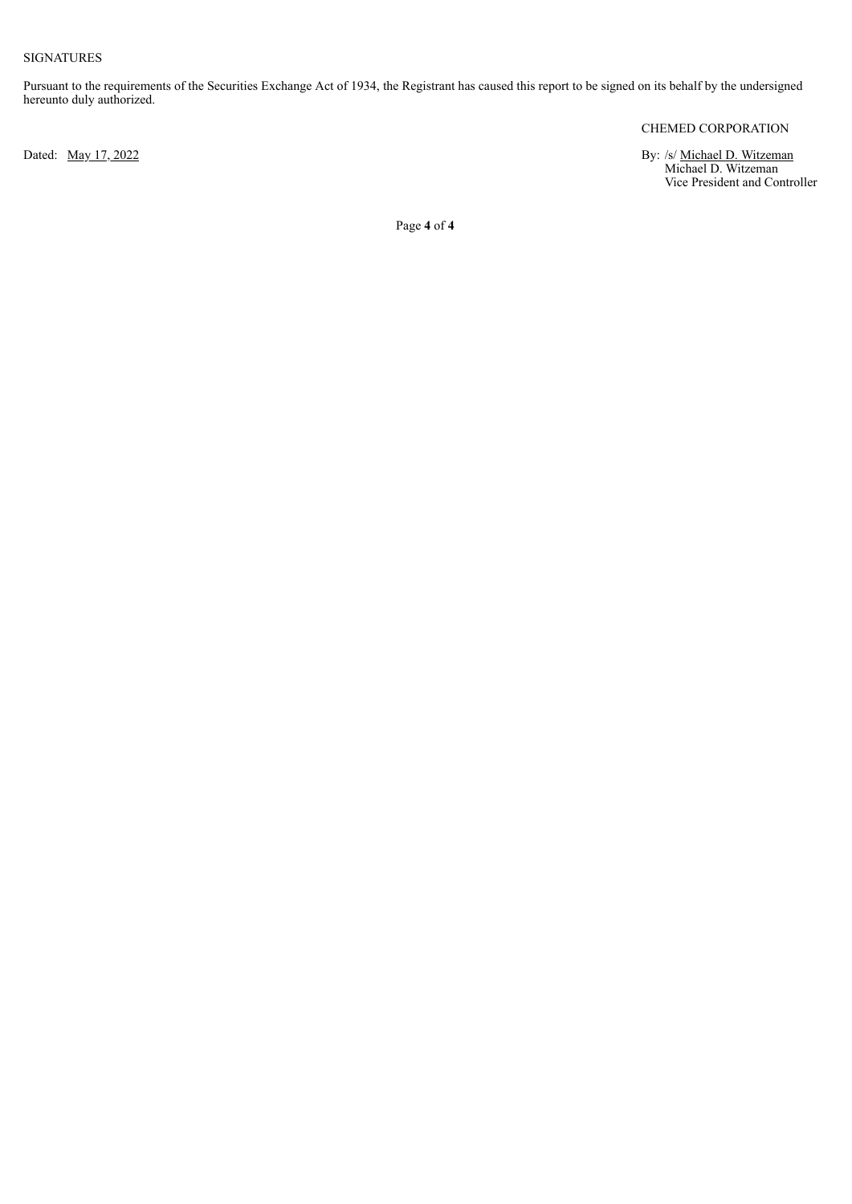SIGNATURES

Pursuant to the requirements of the Securities Exchange Act of 1934, the Registrant has caused this report to be signed on its behalf by the undersigned hereunto duly authorized.

CHEMED CORPORATION

Dated: May 17, 2022

By: /s/ Michael D. Witzeman
Michael D. Witzeman
Vice President and Controller